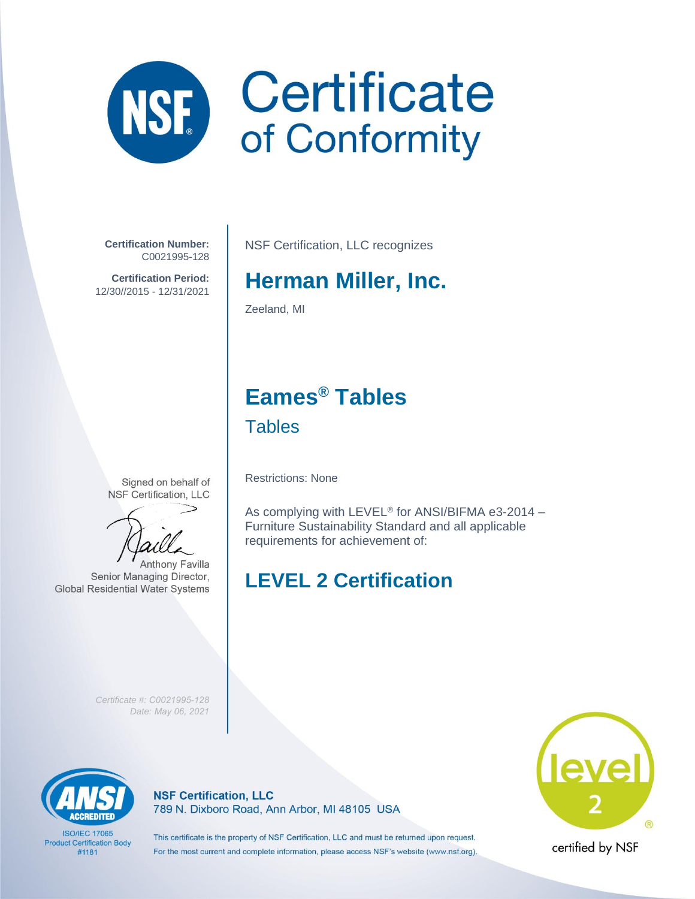# NSF Certificate of Conformity

**Certification Number:**
C0021995-128

**Certification Period:**
12/30//2015 - 12/31/2021

NSF Certification, LLC recognizes

## Herman Miller, Inc.

Zeeland, MI

## Eames® Tables

Tables

Restrictions: None

As complying with LEVEL® for ANSI/BIFMA e3-2014 – Furniture Sustainability Standard and all applicable requirements for achievement of:

## LEVEL 2 Certification

Signed on behalf of
NSF Certification, LLC

Anthony Favilla
Senior Managing Director,
Global Residential Water Systems

*Certificate #: C0021995-128*
*Date: May 06, 2021*

ANSI ACCREDITED
ISO/IEC 17065
Product Certification Body
#1181

**NSF Certification, LLC**
789 N. Dixboro Road, Ann Arbor, MI 48105 USA

This certificate is the property of NSF Certification, LLC and must be returned upon request.
For the most current and complete information, please access NSF's website (www.nsf.org).

level 2 ®
certified by NSF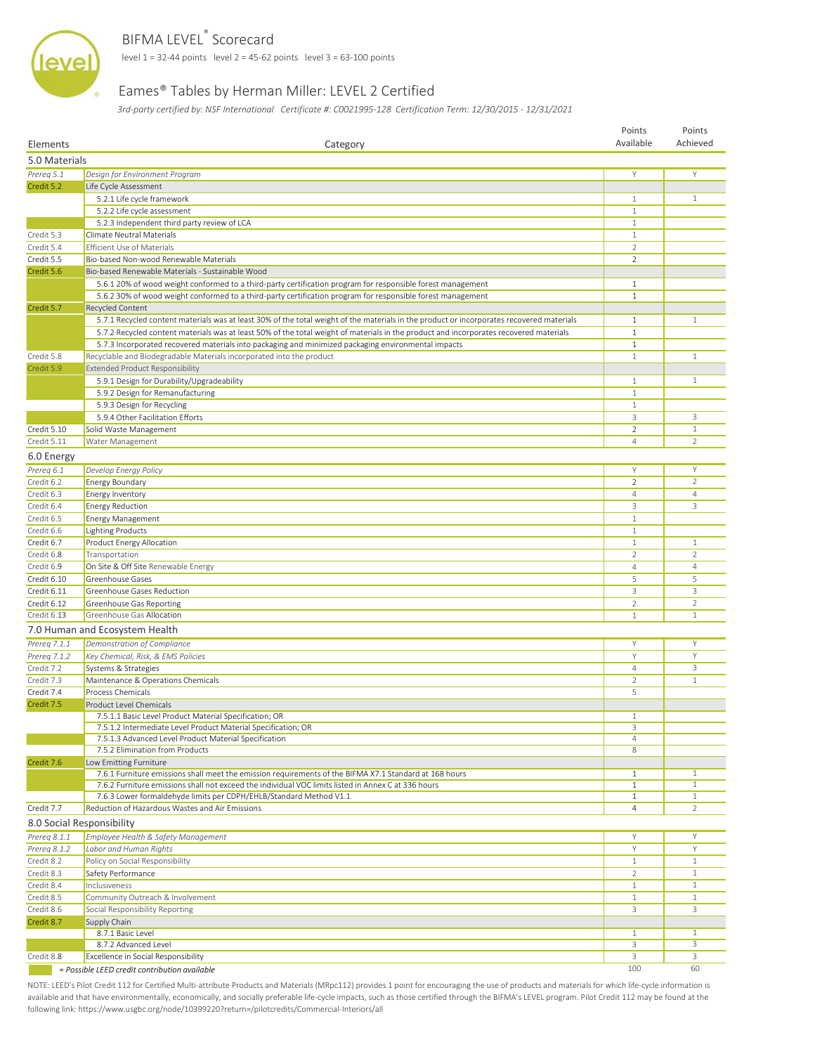# BIFMA LEVEL® Scorecard

level 1 = 32-44 points level 2 = 45-62 points level 3 = 63-100 points

## Eames® Tables by Herman Miller: LEVEL 2 Certified

*3rd-party certified by: NSF International Certificate #: C0021995-128 Certification Term: 12/30/2015 - 12/31/2021*

| Elements | Category | Points Available | Points Achieved |
|---|---|---|---|
| **5.0 Materials** | | | |
| *Prereq 5.1* | *Design for Environment Program* | Y | Y |
| Credit 5.2 | Life Cycle Assessment | | |
| | 5.2.1 Life cycle framework | 1 | 1 |
| | 5.2.2 Life cycle assessment | 1 | |
| | 5.2.3 Independent third party review of LCA | 1 | |
| Credit 5.3 | Climate Neutral Materials | 1 | |
| Credit 5.4 | Efficient Use of Materials | 2 | |
| Credit 5.5 | Bio-based Non-wood Renewable Materials | 2 | |
| Credit 5.6 | Bio-based Renewable Materials - Sustainable Wood | | |
| | 5.6.1 20% of wood weight conformed to a third-party certification program for responsible forest management | 1 | |
| | 5.6.2 30% of wood weight conformed to a third-party certification program for responsible forest management | 1 | |
| Credit 5.7 | Recycled Content | | |
| | 5.7.1 Recycled content materials was at least 30% of the total weight of the materials in the product or incorporates recovered materials | 1 | 1 |
| | 5.7.2 Recycled content materials was at least 50% of the total weight of materials in the product and incorporates recovered materials | 1 | |
| | 5.7.3 Incorporated recovered materials into packaging and minimized packaging environmental impacts | 1 | |
| Credit 5.8 | Recyclable and Biodegradable Materials incorporated into the product | 1 | 1 |
| Credit 5.9 | Extended Product Responsibility | | |
| | 5.9.1 Design for Durability/Upgradeability | 1 | 1 |
| | 5.9.2 Design for Remanufacturing | 1 | |
| | 5.9.3 Design for Recycling | 1 | |
| | 5.9.4 Other Facilitation Efforts | 3 | 3 |
| Credit 5.10 | Solid Waste Management | 2 | 1 |
| Credit 5.11 | Water Management | 4 | 2 |
| **6.0 Energy** | | | |
| *Prereq 6.1* | *Develop Energy Policy* | Y | Y |
| Credit 6.2 | Energy Boundary | 2 | 2 |
| Credit 6.3 | Energy Inventory | 4 | 4 |
| Credit 6.4 | Energy Reduction | 3 | 3 |
| Credit 6.5 | Energy Management | 1 | |
| Credit 6.6 | Lighting Products | 1 | |
| Credit 6.7 | Product Energy Allocation | 1 | 1 |
| Credit 6.8 | Transportation | 2 | 2 |
| Credit 6.9 | On Site & Off Site Renewable Energy | 4 | 4 |
| Credit 6.10 | Greenhouse Gases | 5 | 5 |
| Credit 6.11 | Greenhouse Gases Reduction | 3 | 3 |
| Credit 6.12 | Greenhouse Gas Reporting | 2 | 2 |
| Credit 6.13 | Greenhouse Gas Allocation | 1 | 1 |
| **7.0 Human and Ecosystem Health** | | | |
| *Prereq 7.1.1* | *Demonstration of Compliance* | Y | Y |
| *Prereq 7.1.2* | *Key Chemical, Risk, & EMS Policies* | Y | Y |
| Credit 7.2 | Systems & Strategies | 4 | 3 |
| Credit 7.3 | Maintenance & Operations Chemicals | 2 | 1 |
| Credit 7.4 | Process Chemicals | 5 | |
| Credit 7.5 | Product Level Chemicals | | |
| | 7.5.1.1 Basic Level Product Material Specification; OR | 1 | |
| | 7.5.1.2 Intermediate Level Product Material Specification; OR | 3 | |
| | 7.5.1.3 Advanced Level Product Material Specification | 4 | |
| | 7.5.2 Elimination from Products | 8 | |
| Credit 7.6 | Low Emitting Furniture | | |
| | 7.6.1 Furniture emissions shall meet the emission requirements of the BIFMA X7.1 Standard at 168 hours | 1 | 1 |
| | 7.6.2 Furniture emissions shall not exceed the individual VOC limits listed in Annex C at 336 hours | 1 | 1 |
| | 7.6.3 Lower formaldehyde limits per CDPH/EHLB/Standard Method V1.1 | 1 | 1 |
| Credit 7.7 | Reduction of Hazardous Wastes and Air Emissions | 4 | 2 |
| **8.0 Social Responsibility** | | | |
| *Prereq 8.1.1* | *Employee Health & Safety Management* | Y | Y |
| *Prereq 8.1.2* | *Labor and Human Rights* | Y | Y |
| Credit 8.2 | Policy on Social Responsibility | 1 | 1 |
| Credit 8.3 | Safety Performance | 2 | 1 |
| Credit 8.4 | Inclusiveness | 1 | 1 |
| Credit 8.5 | Community Outreach & Involvement | 1 | 1 |
| Credit 8.6 | Social Responsibility Reporting | 3 | 3 |
| Credit 8.7 | Supply Chain | | |
| | 8.7.1 Basic Level | 1 | 1 |
| | 8.7.2 Advanced Level | 3 | 3 |
| Credit 8.8 | Excellence in Social Responsibility | 3 | 3 |
| | *= Possible LEED credit contribution available* | 100 | 60 |

NOTE: LEED's Pilot Credit 112 for Certified Multi-attribute Products and Materials (MRpc112) provides 1 point for encouraging the use of products and materials for which life-cycle information is available and that have environmentally, economically, and socially preferable life-cycle impacts, such as those certified through the BIFMA's LEVEL program. Pilot Credit 112 may be found at the following link: https://www.usgbc.org/node/10399220?return=/pilotcredits/Commercial-Interiors/all